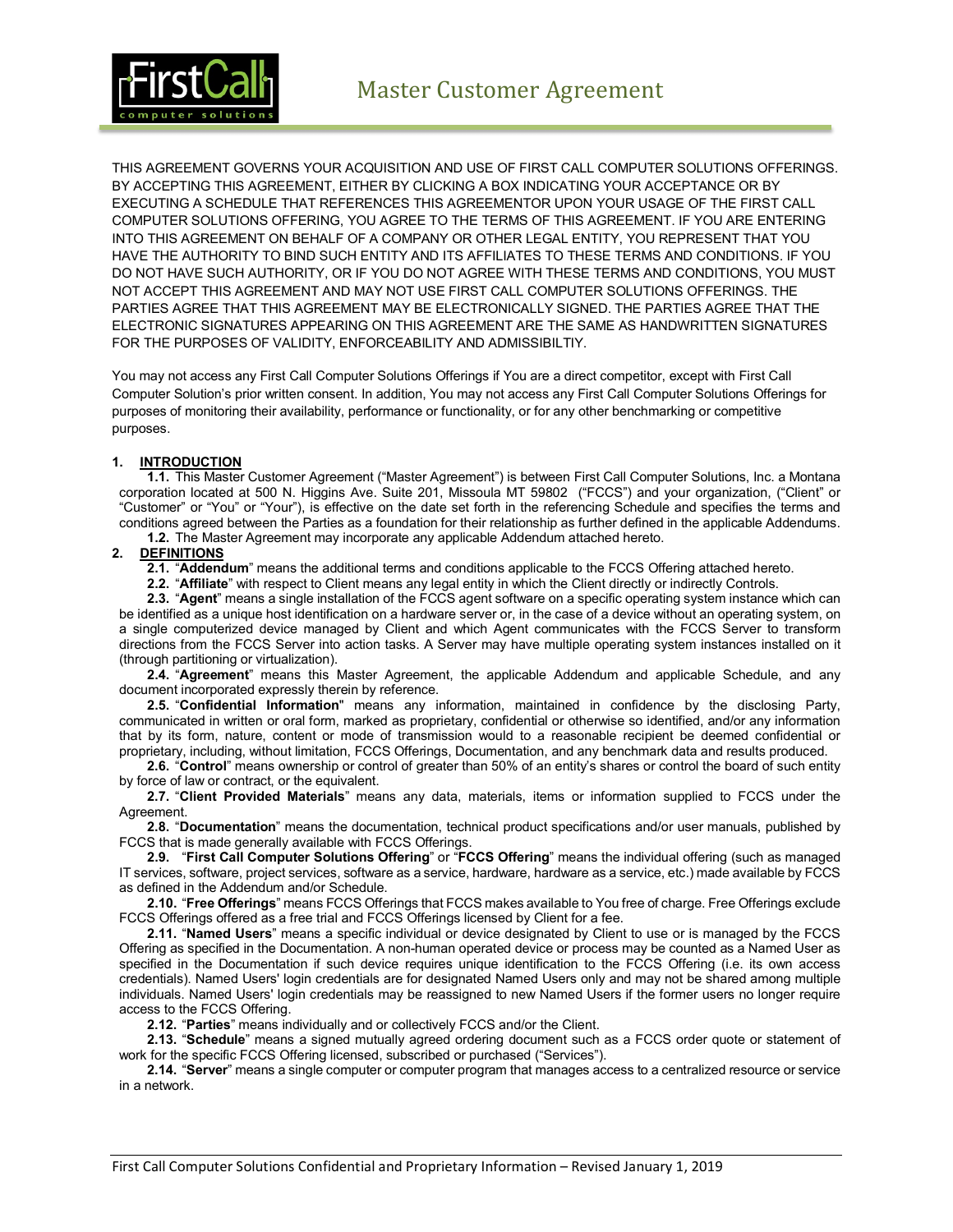# Master Customer Agreement

THIS AGREEMENT GOVERNS YOUR ACQUISITION AND USE OF FIRST CALL COMPUTER SOLUTIONS OFFERINGS. BY ACCEPTING THIS AGREEMENT, EITHER BY CLICKING A BOX INDICATING YOUR ACCEPTANCE OR BY EXECUTING A SCHEDULE THAT REFERENCES THIS AGREEMENTOR UPON YOUR USAGE OF THE FIRST CALL COMPUTER SOLUTIONS OFFERING, YOU AGREE TO THE TERMS OF THIS AGREEMENT. IF YOU ARE ENTERING INTO THIS AGREEMENT ON BEHALF OF A COMPANY OR OTHER LEGAL ENTITY, YOU REPRESENT THAT YOU HAVE THE AUTHORITY TO BIND SUCH ENTITY AND ITS AFFILIATES TO THESE TERMS AND CONDITIONS. IF YOU DO NOT HAVE SUCH AUTHORITY, OR IF YOU DO NOT AGREE WITH THESE TERMS AND CONDITIONS, YOU MUST NOT ACCEPT THIS AGREEMENT AND MAY NOT USE FIRST CALL COMPUTER SOLUTIONS OFFERINGS. THE PARTIES AGREE THAT THIS AGREEMENT MAY BE ELECTRONICALLY SIGNED. THE PARTIES AGREE THAT THE ELECTRONIC SIGNATURES APPEARING ON THIS AGREEMENT ARE THE SAME AS HANDWRITTEN SIGNATURES FOR THE PURPOSES OF VALIDITY, ENFORCEABILITY AND ADMISSIBILTIY.

You may not access any First Call Computer Solutions Offerings if You are a direct competitor, except with First Call Computer Solution's prior written consent. In addition, You may not access any First Call Computer Solutions Offerings for purposes of monitoring their availability, performance or functionality, or for any other benchmarking or competitive purposes.

**1. INTRODUCTION**

**1.1.** This Master Customer Agreement ("Master Agreement") is between First Call Computer Solutions, Inc. a Montana corporation located at 500 N. Higgins Ave. Suite 201, Missoula MT 59802 ("FCCS") and your organization, ("Client" or "Customer" or "You" or "Your"), is effective on the date set forth in the referencing Schedule and specifies the terms and conditions agreed between the Parties as a foundation for their relationship as further defined in the applicable Addendums.

**1.2.** The Master Agreement may incorporate any applicable Addendum attached hereto.

**2. DEFINITIONS**

**2.1.** "**Addendum**" means the additional terms and conditions applicable to the FCCS Offering attached hereto.

**2.2.** "**Affiliate**" with respect to Client means any legal entity in which the Client directly or indirectly Controls.

**2.3.** "**Agent**" means a single installation of the FCCS agent software on a specific operating system instance which can be identified as a unique host identification on a hardware server or, in the case of a device without an operating system, on a single computerized device managed by Client and which Agent communicates with the FCCS Server to transform directions from the FCCS Server into action tasks. A Server may have multiple operating system instances installed on it (through partitioning or virtualization).

**2.4.** "**Agreement**" means this Master Agreement, the applicable Addendum and applicable Schedule, and any document incorporated expressly therein by reference.

**2.5.** "**Confidential Information**" means any information, maintained in confidence by the disclosing Party, communicated in written or oral form, marked as proprietary, confidential or otherwise so identified, and/or any information that by its form, nature, content or mode of transmission would to a reasonable recipient be deemed confidential or proprietary, including, without limitation, FCCS Offerings, Documentation, and any benchmark data and results produced.

**2.6.** "**Control**" means ownership or control of greater than 50% of an entity's shares or control the board of such entity by force of law or contract, or the equivalent.

**2.7.** "**Client Provided Materials**" means any data, materials, items or information supplied to FCCS under the Agreement.

**2.8.** "**Documentation**" means the documentation, technical product specifications and/or user manuals, published by FCCS that is made generally available with FCCS Offerings.

**2.9.** "**First Call Computer Solutions Offering**" or "**FCCS Offering**" means the individual offering (such as managed IT services, software, project services, software as a service, hardware, hardware as a service, etc.) made available by FCCS as defined in the Addendum and/or Schedule.

**2.10.** "**Free Offerings**" means FCCS Offerings that FCCS makes available to You free of charge. Free Offerings exclude FCCS Offerings offered as a free trial and FCCS Offerings licensed by Client for a fee.

**2.11.** "**Named Users**" means a specific individual or device designated by Client to use or is managed by the FCCS Offering as specified in the Documentation. A non-human operated device or process may be counted as a Named User as specified in the Documentation if such device requires unique identification to the FCCS Offering (i.e. its own access credentials). Named Users' login credentials are for designated Named Users only and may not be shared among multiple individuals. Named Users' login credentials may be reassigned to new Named Users if the former users no longer require access to the FCCS Offering.

**2.12.** "**Parties**" means individually and or collectively FCCS and/or the Client.

**2.13.** "**Schedule**" means a signed mutually agreed ordering document such as a FCCS order quote or statement of work for the specific FCCS Offering licensed, subscribed or purchased ("Services").

**2.14.** "**Server**" means a single computer or computer program that manages access to a centralized resource or service in a network.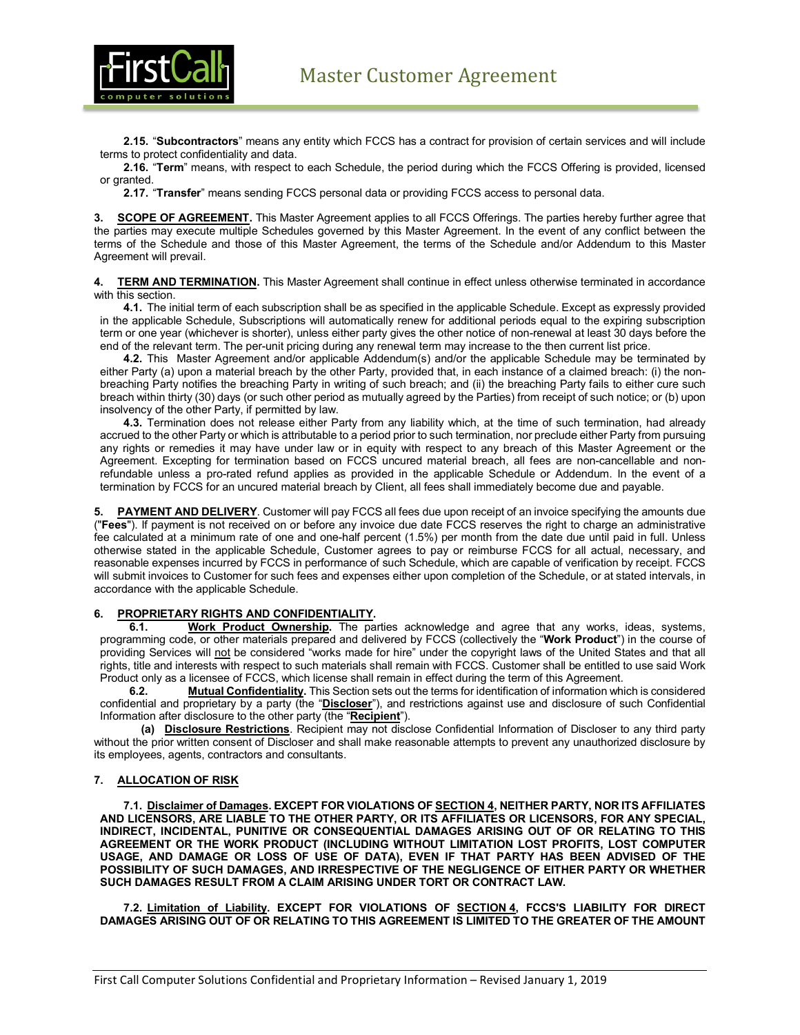**2.15.** "**Subcontractors**" means any entity which FCCS has a contract for provision of certain services and will include terms to protect confidentiality and data.

**2.16.** "**Term**" means, with respect to each Schedule, the period during which the FCCS Offering is provided, licensed or granted.

**2.17.** "**Transfer**" means sending FCCS personal data or providing FCCS access to personal data.

**3. SCOPE OF AGREEMENT.** This Master Agreement applies to all FCCS Offerings. The parties hereby further agree that the parties may execute multiple Schedules governed by this Master Agreement. In the event of any conflict between the terms of the Schedule and those of this Master Agreement, the terms of the Schedule and/or Addendum to this Master Agreement will prevail.

**4. TERM AND TERMINATION.** This Master Agreement shall continue in effect unless otherwise terminated in accordance with this section.

**4.1.** The initial term of each subscription shall be as specified in the applicable Schedule. Except as expressly provided in the applicable Schedule, Subscriptions will automatically renew for additional periods equal to the expiring subscription term or one year (whichever is shorter), unless either party gives the other notice of non-renewal at least 30 days before the end of the relevant term. The per-unit pricing during any renewal term may increase to the then current list price.

**4.2.** This Master Agreement and/or applicable Addendum(s) and/or the applicable Schedule may be terminated by either Party (a) upon a material breach by the other Party, provided that, in each instance of a claimed breach: (i) the non-breaching Party notifies the breaching Party in writing of such breach; and (ii) the breaching Party fails to either cure such breach within thirty (30) days (or such other period as mutually agreed by the Parties) from receipt of such notice; or (b) upon insolvency of the other Party, if permitted by law.

**4.3.** Termination does not release either Party from any liability which, at the time of such termination, had already accrued to the other Party or which is attributable to a period prior to such termination, nor preclude either Party from pursuing any rights or remedies it may have under law or in equity with respect to any breach of this Master Agreement or the Agreement. Excepting for termination based on FCCS uncured material breach, all fees are non-cancellable and non-refundable unless a pro-rated refund applies as provided in the applicable Schedule or Addendum. In the event of a termination by FCCS for an uncured material breach by Client, all fees shall immediately become due and payable.

**5. PAYMENT AND DELIVERY**. Customer will pay FCCS all fees due upon receipt of an invoice specifying the amounts due ("**Fees**"). If payment is not received on or before any invoice due date FCCS reserves the right to charge an administrative fee calculated at a minimum rate of one and one-half percent (1.5%) per month from the date due until paid in full. Unless otherwise stated in the applicable Schedule, Customer agrees to pay or reimburse FCCS for all actual, necessary, and reasonable expenses incurred by FCCS in performance of such Schedule, which are capable of verification by receipt. FCCS will submit invoices to Customer for such fees and expenses either upon completion of the Schedule, or at stated intervals, in accordance with the applicable Schedule.

**6. PROPRIETARY RIGHTS AND CONFIDENTIALITY.**

**6.1. Work Product Ownership.** The parties acknowledge and agree that any works, ideas, systems, programming code, or other materials prepared and delivered by FCCS (collectively the "**Work Product**") in the course of providing Services will not be considered "works made for hire" under the copyright laws of the United States and that all rights, title and interests with respect to such materials shall remain with FCCS. Customer shall be entitled to use said Work Product only as a licensee of FCCS, which license shall remain in effect during the term of this Agreement.

**6.2. Mutual Confidentiality.** This Section sets out the terms for identification of information which is considered confidential and proprietary by a party (the "**Discloser**"), and restrictions against use and disclosure of such Confidential Information after disclosure to the other party (the "**Recipient**").

**(a) Disclosure Restrictions**. Recipient may not disclose Confidential Information of Discloser to any third party without the prior written consent of Discloser and shall make reasonable attempts to prevent any unauthorized disclosure by its employees, agents, contractors and consultants.

**7. ALLOCATION OF RISK**

**7.1. Disclaimer of Damages. EXCEPT FOR VIOLATIONS OF SECTION 4, NEITHER PARTY, NOR ITS AFFILIATES AND LICENSORS, ARE LIABLE TO THE OTHER PARTY, OR ITS AFFILIATES OR LICENSORS, FOR ANY SPECIAL, INDIRECT, INCIDENTAL, PUNITIVE OR CONSEQUENTIAL DAMAGES ARISING OUT OF OR RELATING TO THIS AGREEMENT OR THE WORK PRODUCT (INCLUDING WITHOUT LIMITATION LOST PROFITS, LOST COMPUTER USAGE, AND DAMAGE OR LOSS OF USE OF DATA), EVEN IF THAT PARTY HAS BEEN ADVISED OF THE POSSIBILITY OF SUCH DAMAGES, AND IRRESPECTIVE OF THE NEGLIGENCE OF EITHER PARTY OR WHETHER SUCH DAMAGES RESULT FROM A CLAIM ARISING UNDER TORT OR CONTRACT LAW.**

**7.2. Limitation of Liability. EXCEPT FOR VIOLATIONS OF SECTION 4, FCCS'S LIABILITY FOR DIRECT DAMAGES ARISING OUT OF OR RELATING TO THIS AGREEMENT IS LIMITED TO THE GREATER OF THE AMOUNT**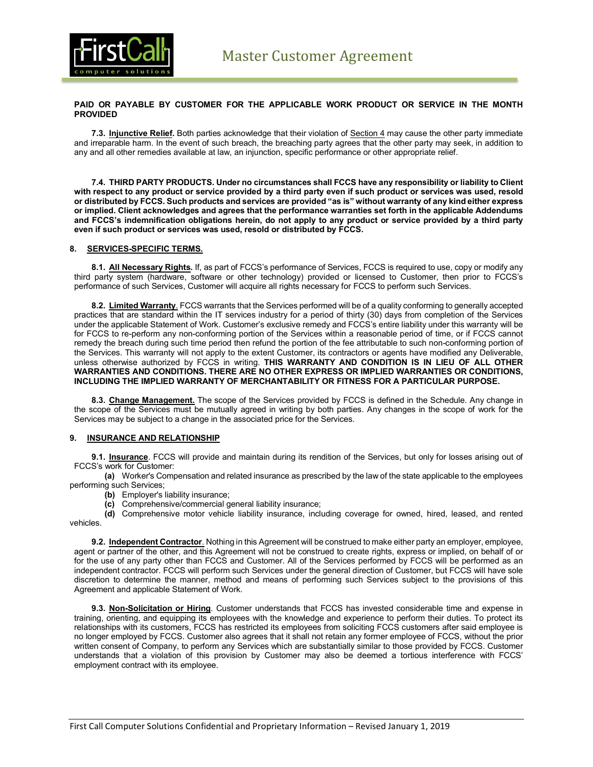**PAID OR PAYABLE BY CUSTOMER FOR THE APPLICABLE WORK PRODUCT OR SERVICE IN THE MONTH PROVIDED**

**7.3. Injunctive Relief.** Both parties acknowledge that their violation of Section 4 may cause the other party immediate and irreparable harm. In the event of such breach, the breaching party agrees that the other party may seek, in addition to any and all other remedies available at law, an injunction, specific performance or other appropriate relief.

**7.4. THIRD PARTY PRODUCTS. Under no circumstances shall FCCS have any responsibility or liability to Client with respect to any product or service provided by a third party even if such product or services was used, resold or distributed by FCCS. Such products and services are provided "as is" without warranty of any kind either express or implied. Client acknowledges and agrees that the performance warranties set forth in the applicable Addendums and FCCS's indemnification obligations herein, do not apply to any product or service provided by a third party even if such product or services was used, resold or distributed by FCCS.**

## 8. SERVICES-SPECIFIC TERMS.

**8.1. All Necessary Rights.** If, as part of FCCS's performance of Services, FCCS is required to use, copy or modify any third party system (hardware, software or other technology) provided or licensed to Customer, then prior to FCCS's performance of such Services, Customer will acquire all rights necessary for FCCS to perform such Services.

**8.2. Limited Warranty**. FCCS warrants that the Services performed will be of a quality conforming to generally accepted practices that are standard within the IT services industry for a period of thirty (30) days from completion of the Services under the applicable Statement of Work. Customer's exclusive remedy and FCCS's entire liability under this warranty will be for FCCS to re-perform any non-conforming portion of the Services within a reasonable period of time, or if FCCS cannot remedy the breach during such time period then refund the portion of the fee attributable to such non-conforming portion of the Services. This warranty will not apply to the extent Customer, its contractors or agents have modified any Deliverable, unless otherwise authorized by FCCS in writing. **THIS WARRANTY AND CONDITION IS IN LIEU OF ALL OTHER WARRANTIES AND CONDITIONS. THERE ARE NO OTHER EXPRESS OR IMPLIED WARRANTIES OR CONDITIONS, INCLUDING THE IMPLIED WARRANTY OF MERCHANTABILITY OR FITNESS FOR A PARTICULAR PURPOSE.**

**8.3. Change Management.** The scope of the Services provided by FCCS is defined in the Schedule. Any change in the scope of the Services must be mutually agreed in writing by both parties. Any changes in the scope of work for the Services may be subject to a change in the associated price for the Services.

## 9. INSURANCE AND RELATIONSHIP

**9.1. Insurance**. FCCS will provide and maintain during its rendition of the Services, but only for losses arising out of FCCS's work for Customer:

**(a)** Worker's Compensation and related insurance as prescribed by the law of the state applicable to the employees performing such Services;

**(b)** Employer's liability insurance;

**(c)** Comprehensive/commercial general liability insurance;

**(d)** Comprehensive motor vehicle liability insurance, including coverage for owned, hired, leased, and rented vehicles.

**9.2. Independent Contractor**. Nothing in this Agreement will be construed to make either party an employer, employee, agent or partner of the other, and this Agreement will not be construed to create rights, express or implied, on behalf of or for the use of any party other than FCCS and Customer. All of the Services performed by FCCS will be performed as an independent contractor. FCCS will perform such Services under the general direction of Customer, but FCCS will have sole discretion to determine the manner, method and means of performing such Services subject to the provisions of this Agreement and applicable Statement of Work.

**9.3. Non-Solicitation or Hiring**. Customer understands that FCCS has invested considerable time and expense in training, orienting, and equipping its employees with the knowledge and experience to perform their duties. To protect its relationships with its customers, FCCS has restricted its employees from soliciting FCCS customers after said employee is no longer employed by FCCS. Customer also agrees that it shall not retain any former employee of FCCS, without the prior written consent of Company, to perform any Services which are substantially similar to those provided by FCCS. Customer understands that a violation of this provision by Customer may also be deemed a tortious interference with FCCS' employment contract with its employee.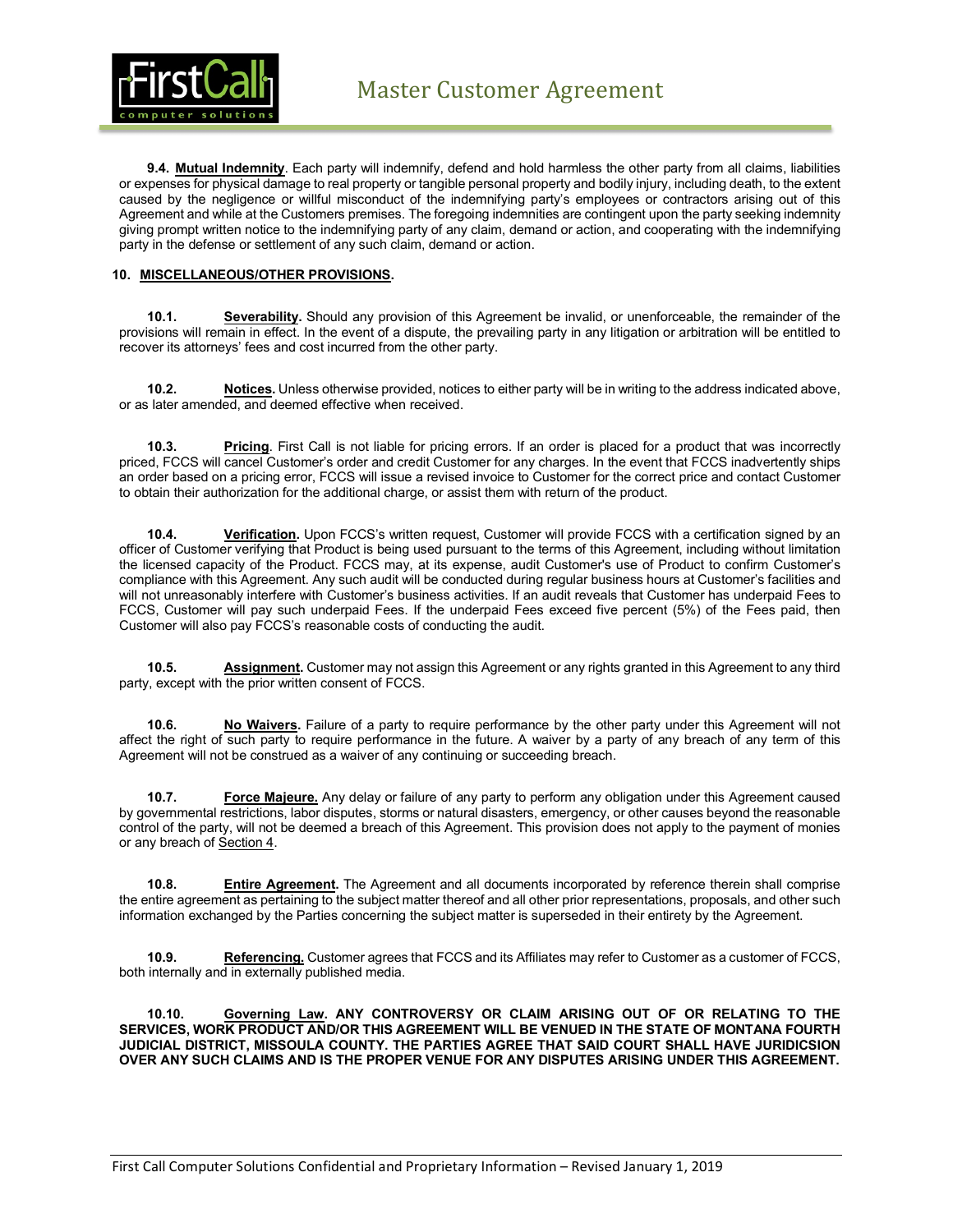**9.4. Mutual Indemnity**. Each party will indemnify, defend and hold harmless the other party from all claims, liabilities or expenses for physical damage to real property or tangible personal property and bodily injury, including death, to the extent caused by the negligence or willful misconduct of the indemnifying party's employees or contractors arising out of this Agreement and while at the Customers premises. The foregoing indemnities are contingent upon the party seeking indemnity giving prompt written notice to the indemnifying party of any claim, demand or action, and cooperating with the indemnifying party in the defense or settlement of any such claim, demand or action.

## 10. MISCELLANEOUS/OTHER PROVISIONS.

**10.1. Severability.** Should any provision of this Agreement be invalid, or unenforceable, the remainder of the provisions will remain in effect. In the event of a dispute, the prevailing party in any litigation or arbitration will be entitled to recover its attorneys' fees and cost incurred from the other party.

**10.2. Notices.** Unless otherwise provided, notices to either party will be in writing to the address indicated above, or as later amended, and deemed effective when received.

**10.3. Pricing**. First Call is not liable for pricing errors. If an order is placed for a product that was incorrectly priced, FCCS will cancel Customer's order and credit Customer for any charges. In the event that FCCS inadvertently ships an order based on a pricing error, FCCS will issue a revised invoice to Customer for the correct price and contact Customer to obtain their authorization for the additional charge, or assist them with return of the product.

**10.4. Verification.** Upon FCCS's written request, Customer will provide FCCS with a certification signed by an officer of Customer verifying that Product is being used pursuant to the terms of this Agreement, including without limitation the licensed capacity of the Product. FCCS may, at its expense, audit Customer's use of Product to confirm Customer's compliance with this Agreement. Any such audit will be conducted during regular business hours at Customer's facilities and will not unreasonably interfere with Customer's business activities. If an audit reveals that Customer has underpaid Fees to FCCS, Customer will pay such underpaid Fees. If the underpaid Fees exceed five percent (5%) of the Fees paid, then Customer will also pay FCCS's reasonable costs of conducting the audit.

**10.5. Assignment.** Customer may not assign this Agreement or any rights granted in this Agreement to any third party, except with the prior written consent of FCCS.

**10.6. No Waivers.** Failure of a party to require performance by the other party under this Agreement will not affect the right of such party to require performance in the future. A waiver by a party of any breach of any term of this Agreement will not be construed as a waiver of any continuing or succeeding breach.

**10.7. Force Majeure.** Any delay or failure of any party to perform any obligation under this Agreement caused by governmental restrictions, labor disputes, storms or natural disasters, emergency, or other causes beyond the reasonable control of the party, will not be deemed a breach of this Agreement. This provision does not apply to the payment of monies or any breach of Section 4.

**10.8. Entire Agreement.** The Agreement and all documents incorporated by reference therein shall comprise the entire agreement as pertaining to the subject matter thereof and all other prior representations, proposals, and other such information exchanged by the Parties concerning the subject matter is superseded in their entirety by the Agreement.

**10.9. Referencing.** Customer agrees that FCCS and its Affiliates may refer to Customer as a customer of FCCS, both internally and in externally published media.

**10.10. Governing Law. ANY CONTROVERSY OR CLAIM ARISING OUT OF OR RELATING TO THE SERVICES, WORK PRODUCT AND/OR THIS AGREEMENT WILL BE VENUED IN THE STATE OF MONTANA FOURTH JUDICIAL DISTRICT, MISSOULA COUNTY. THE PARTIES AGREE THAT SAID COURT SHALL HAVE JURIDICSION OVER ANY SUCH CLAIMS AND IS THE PROPER VENUE FOR ANY DISPUTES ARISING UNDER THIS AGREEMENT.**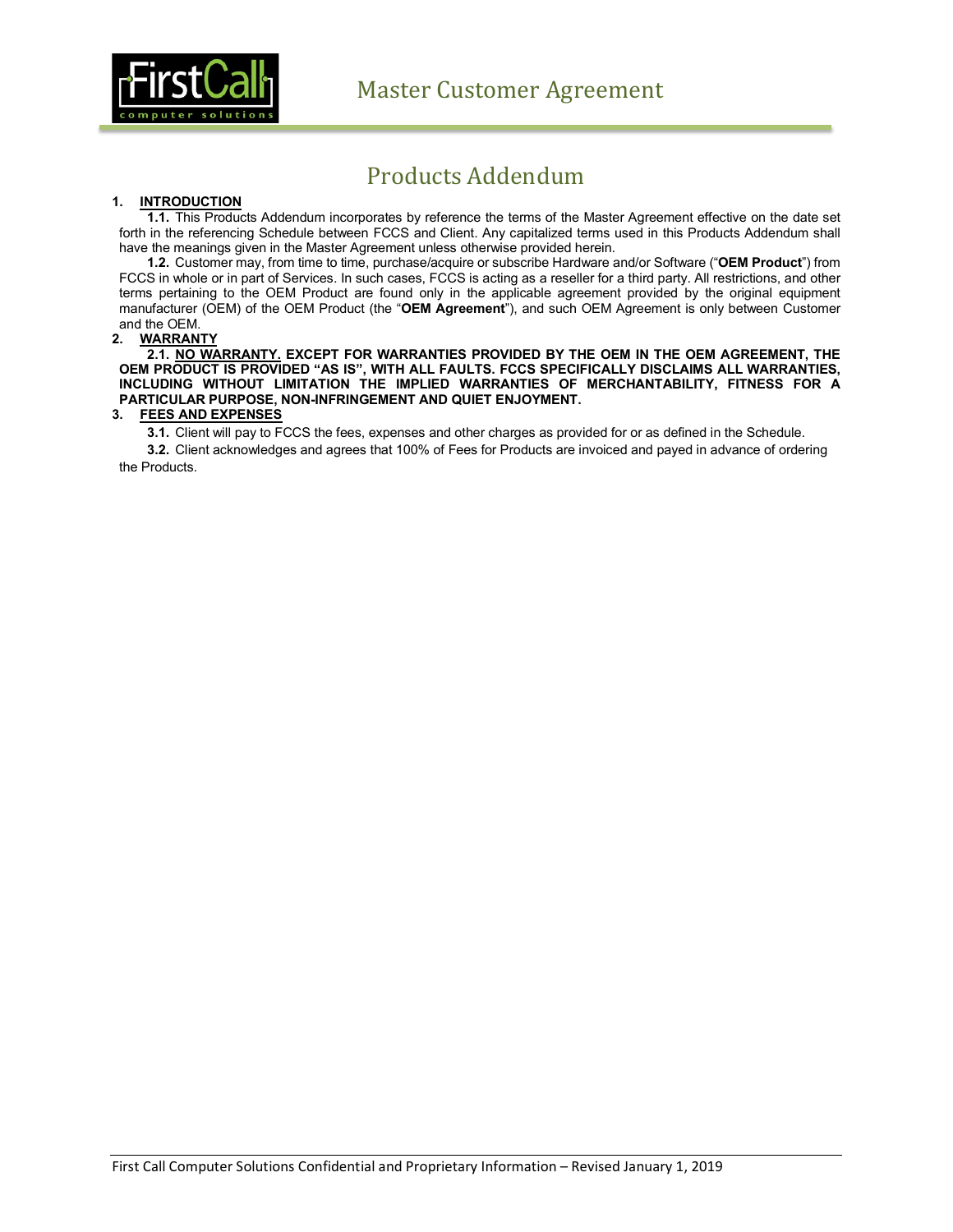# Products Addendum

**1. INTRODUCTION**

**1.1.** This Products Addendum incorporates by reference the terms of the Master Agreement effective on the date set forth in the referencing Schedule between FCCS and Client. Any capitalized terms used in this Products Addendum shall have the meanings given in the Master Agreement unless otherwise provided herein.

**1.2.** Customer may, from time to time, purchase/acquire or subscribe Hardware and/or Software ("**OEM Product**") from FCCS in whole or in part of Services. In such cases, FCCS is acting as a reseller for a third party. All restrictions, and other terms pertaining to the OEM Product are found only in the applicable agreement provided by the original equipment manufacturer (OEM) of the OEM Product (the "**OEM Agreement**"), and such OEM Agreement is only between Customer and the OEM.

**2. WARRANTY**

**2.1. NO WARRANTY. EXCEPT FOR WARRANTIES PROVIDED BY THE OEM IN THE OEM AGREEMENT, THE OEM PRODUCT IS PROVIDED "AS IS", WITH ALL FAULTS. FCCS SPECIFICALLY DISCLAIMS ALL WARRANTIES, INCLUDING WITHOUT LIMITATION THE IMPLIED WARRANTIES OF MERCHANTABILITY, FITNESS FOR A PARTICULAR PURPOSE, NON-INFRINGEMENT AND QUIET ENJOYMENT.**

**3. FEES AND EXPENSES**

**3.1.** Client will pay to FCCS the fees, expenses and other charges as provided for or as defined in the Schedule.

**3.2.** Client acknowledges and agrees that 100% of Fees for Products are invoiced and payed in advance of ordering the Products.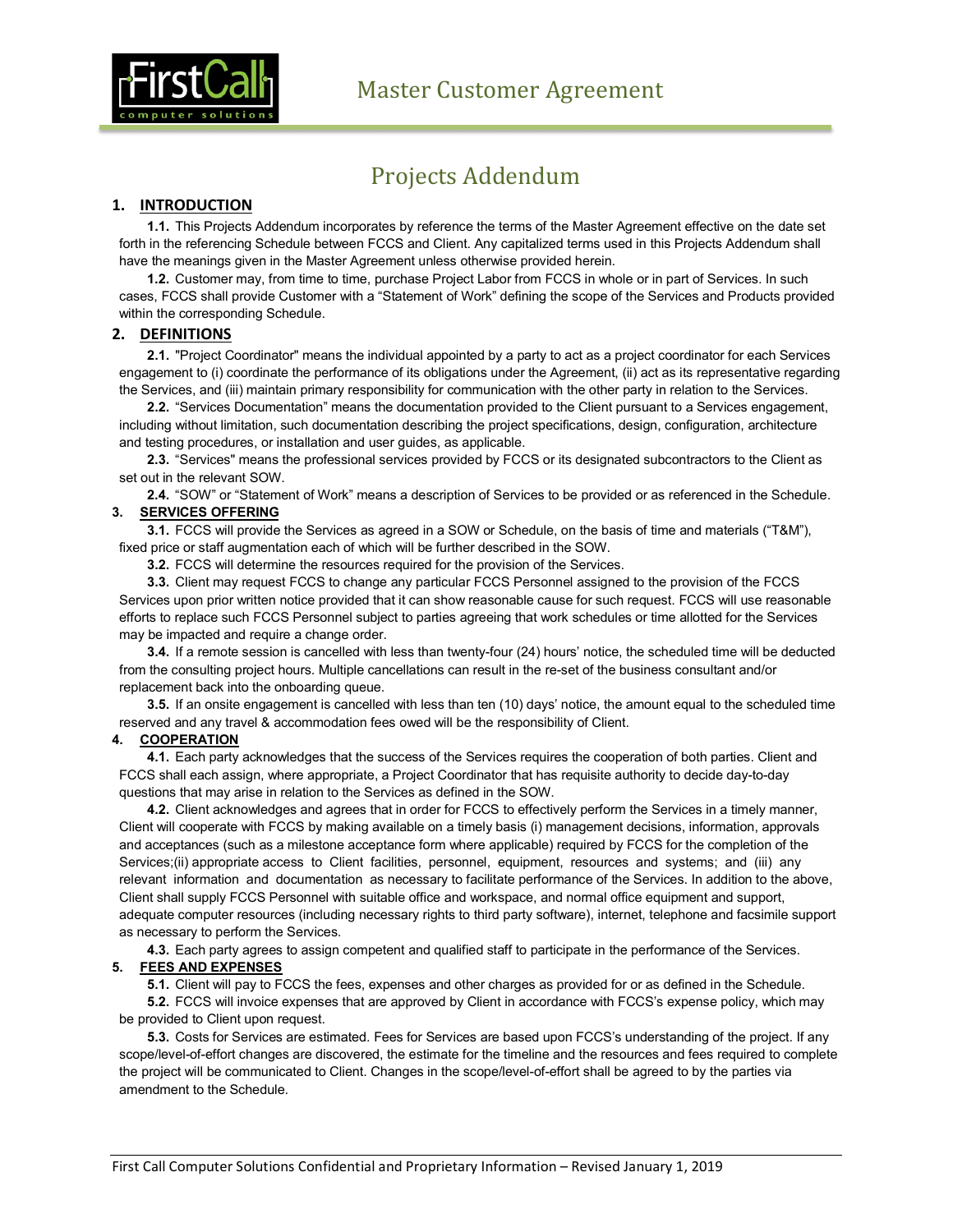# Projects Addendum

## 1. INTRODUCTION

**1.1.** This Projects Addendum incorporates by reference the terms of the Master Agreement effective on the date set forth in the referencing Schedule between FCCS and Client. Any capitalized terms used in this Projects Addendum shall have the meanings given in the Master Agreement unless otherwise provided herein.

**1.2.** Customer may, from time to time, purchase Project Labor from FCCS in whole or in part of Services. In such cases, FCCS shall provide Customer with a "Statement of Work" defining the scope of the Services and Products provided within the corresponding Schedule.

## 2. DEFINITIONS

**2.1.** "Project Coordinator" means the individual appointed by a party to act as a project coordinator for each Services engagement to (i) coordinate the performance of its obligations under the Agreement, (ii) act as its representative regarding the Services, and (iii) maintain primary responsibility for communication with the other party in relation to the Services.

**2.2.** "Services Documentation" means the documentation provided to the Client pursuant to a Services engagement, including without limitation, such documentation describing the project specifications, design, configuration, architecture and testing procedures, or installation and user guides, as applicable.

**2.3.** "Services" means the professional services provided by FCCS or its designated subcontractors to the Client as set out in the relevant SOW.

**2.4.** "SOW" or "Statement of Work" means a description of Services to be provided or as referenced in the Schedule.

## 3. SERVICES OFFERING

**3.1.** FCCS will provide the Services as agreed in a SOW or Schedule, on the basis of time and materials ("T&M"), fixed price or staff augmentation each of which will be further described in the SOW.

**3.2.** FCCS will determine the resources required for the provision of the Services.

**3.3.** Client may request FCCS to change any particular FCCS Personnel assigned to the provision of the FCCS Services upon prior written notice provided that it can show reasonable cause for such request. FCCS will use reasonable efforts to replace such FCCS Personnel subject to parties agreeing that work schedules or time allotted for the Services may be impacted and require a change order.

**3.4.** If a remote session is cancelled with less than twenty-four (24) hours' notice, the scheduled time will be deducted from the consulting project hours. Multiple cancellations can result in the re-set of the business consultant and/or replacement back into the onboarding queue.

**3.5.** If an onsite engagement is cancelled with less than ten (10) days' notice, the amount equal to the scheduled time reserved and any travel & accommodation fees owed will be the responsibility of Client.

## 4. COOPERATION

**4.1.** Each party acknowledges that the success of the Services requires the cooperation of both parties. Client and FCCS shall each assign, where appropriate, a Project Coordinator that has requisite authority to decide day-to-day questions that may arise in relation to the Services as defined in the SOW.

**4.2.** Client acknowledges and agrees that in order for FCCS to effectively perform the Services in a timely manner, Client will cooperate with FCCS by making available on a timely basis (i) management decisions, information, approvals and acceptances (such as a milestone acceptance form where applicable) required by FCCS for the completion of the Services;(ii) appropriate access to Client facilities, personnel, equipment, resources and systems; and (iii) any relevant information and documentation as necessary to facilitate performance of the Services. In addition to the above, Client shall supply FCCS Personnel with suitable office and workspace, and normal office equipment and support, adequate computer resources (including necessary rights to third party software), internet, telephone and facsimile support as necessary to perform the Services.

**4.3.** Each party agrees to assign competent and qualified staff to participate in the performance of the Services.

## 5. FEES AND EXPENSES

**5.1.** Client will pay to FCCS the fees, expenses and other charges as provided for or as defined in the Schedule.

**5.2.** FCCS will invoice expenses that are approved by Client in accordance with FCCS's expense policy, which may be provided to Client upon request.

**5.3.** Costs for Services are estimated. Fees for Services are based upon FCCS's understanding of the project. If any scope/level-of-effort changes are discovered, the estimate for the timeline and the resources and fees required to complete the project will be communicated to Client. Changes in the scope/level-of-effort shall be agreed to by the parties via amendment to the Schedule.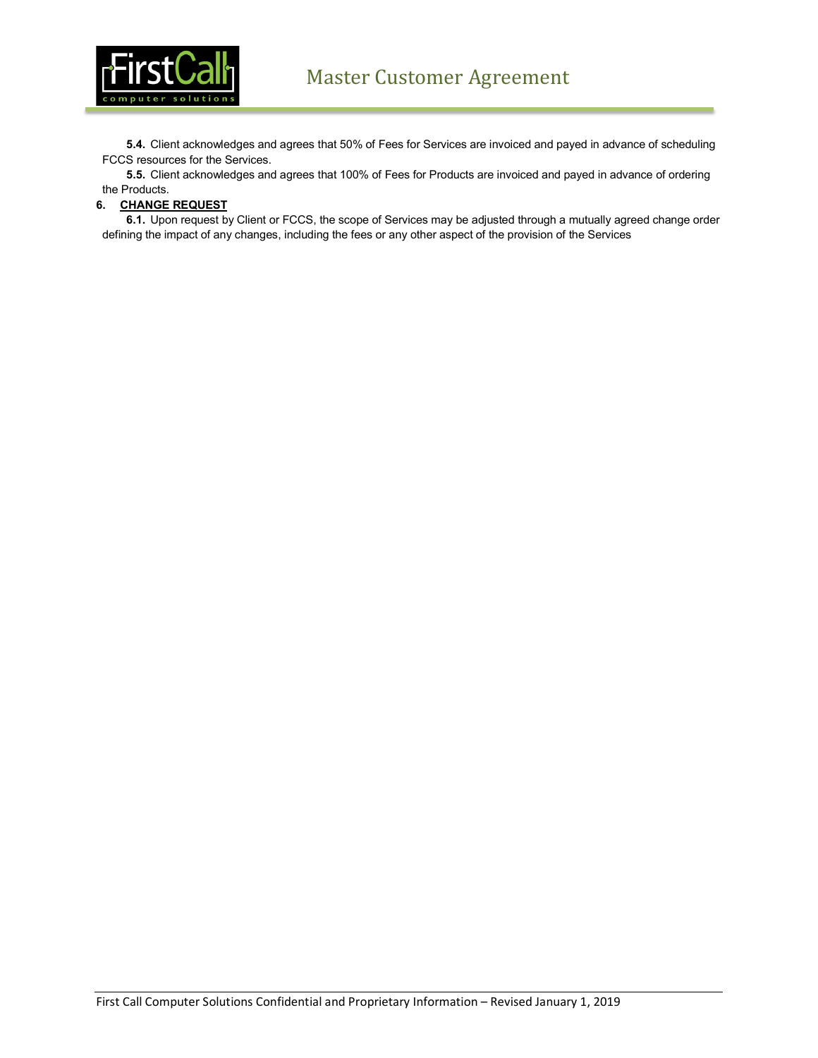**5.4.** Client acknowledges and agrees that 50% of Fees for Services are invoiced and payed in advance of scheduling FCCS resources for the Services.

**5.5.** Client acknowledges and agrees that 100% of Fees for Products are invoiced and payed in advance of ordering the Products.

**6. CHANGE REQUEST**

**6.1.** Upon request by Client or FCCS, the scope of Services may be adjusted through a mutually agreed change order defining the impact of any changes, including the fees or any other aspect of the provision of the Services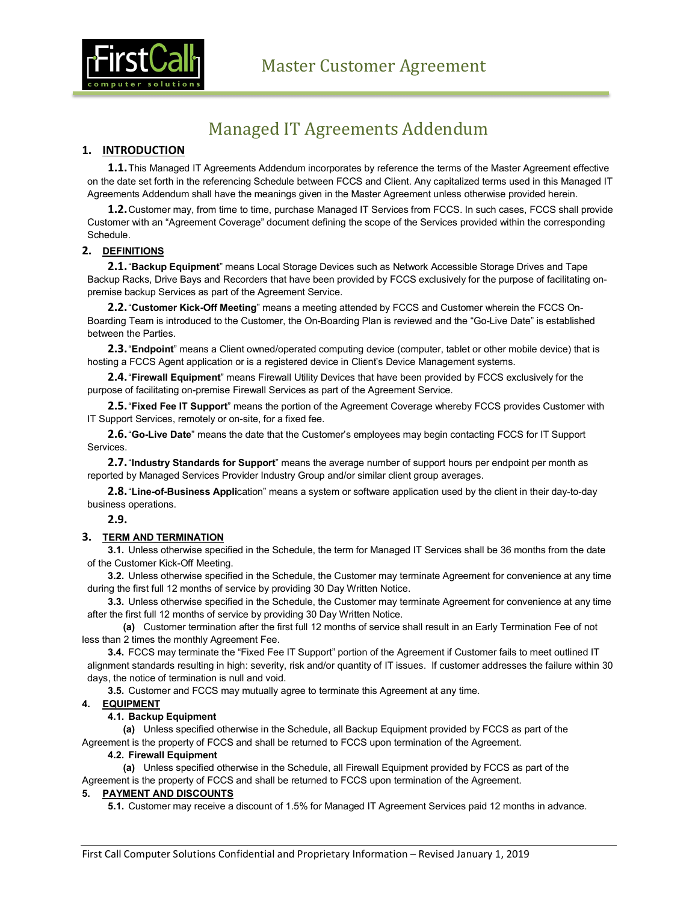# Managed IT Agreements Addendum

## 1. INTRODUCTION

**1.1.** This Managed IT Agreements Addendum incorporates by reference the terms of the Master Agreement effective on the date set forth in the referencing Schedule between FCCS and Client. Any capitalized terms used in this Managed IT Agreements Addendum shall have the meanings given in the Master Agreement unless otherwise provided herein.

**1.2.** Customer may, from time to time, purchase Managed IT Services from FCCS. In such cases, FCCS shall provide Customer with an "Agreement Coverage" document defining the scope of the Services provided within the corresponding Schedule.

## 2. DEFINITIONS

**2.1.** "**Backup Equipment**" means Local Storage Devices such as Network Accessible Storage Drives and Tape Backup Racks, Drive Bays and Recorders that have been provided by FCCS exclusively for the purpose of facilitating on-premise backup Services as part of the Agreement Service.

**2.2.** "**Customer Kick-Off Meeting**" means a meeting attended by FCCS and Customer wherein the FCCS On-Boarding Team is introduced to the Customer, the On-Boarding Plan is reviewed and the "Go-Live Date" is established between the Parties.

**2.3.** "**Endpoint**" means a Client owned/operated computing device (computer, tablet or other mobile device) that is hosting a FCCS Agent application or is a registered device in Client's Device Management systems.

**2.4.** "**Firewall Equipment**" means Firewall Utility Devices that have been provided by FCCS exclusively for the purpose of facilitating on-premise Firewall Services as part of the Agreement Service.

**2.5.** "**Fixed Fee IT Support**" means the portion of the Agreement Coverage whereby FCCS provides Customer with IT Support Services, remotely or on-site, for a fixed fee.

**2.6.** "**Go-Live Date**" means the date that the Customer's employees may begin contacting FCCS for IT Support Services.

**2.7.** "**Industry Standards for Support**" means the average number of support hours per endpoint per month as reported by Managed Services Provider Industry Group and/or similar client group averages.

**2.8.** "**Line-of-Business Appli**cation" means a system or software application used by the client in their day-to-day business operations.

**2.9.**

## 3. TERM AND TERMINATION

**3.1.** Unless otherwise specified in the Schedule, the term for Managed IT Services shall be 36 months from the date of the Customer Kick-Off Meeting.

**3.2.** Unless otherwise specified in the Schedule, the Customer may terminate Agreement for convenience at any time during the first full 12 months of service by providing 30 Day Written Notice.

**3.3.** Unless otherwise specified in the Schedule, the Customer may terminate Agreement for convenience at any time after the first full 12 months of service by providing 30 Day Written Notice.

**(a)** Customer termination after the first full 12 months of service shall result in an Early Termination Fee of not less than 2 times the monthly Agreement Fee.

**3.4.** FCCS may terminate the "Fixed Fee IT Support" portion of the Agreement if Customer fails to meet outlined IT alignment standards resulting in high: severity, risk and/or quantity of IT issues. If customer addresses the failure within 30 days, the notice of termination is null and void.

**3.5.** Customer and FCCS may mutually agree to terminate this Agreement at any time.

## 4. EQUIPMENT

**4.1. Backup Equipment**

**(a)** Unless specified otherwise in the Schedule, all Backup Equipment provided by FCCS as part of the Agreement is the property of FCCS and shall be returned to FCCS upon termination of the Agreement.

**4.2. Firewall Equipment**

**(a)** Unless specified otherwise in the Schedule, all Firewall Equipment provided by FCCS as part of the Agreement is the property of FCCS and shall be returned to FCCS upon termination of the Agreement.

## 5. PAYMENT AND DISCOUNTS

**5.1.** Customer may receive a discount of 1.5% for Managed IT Agreement Services paid 12 months in advance.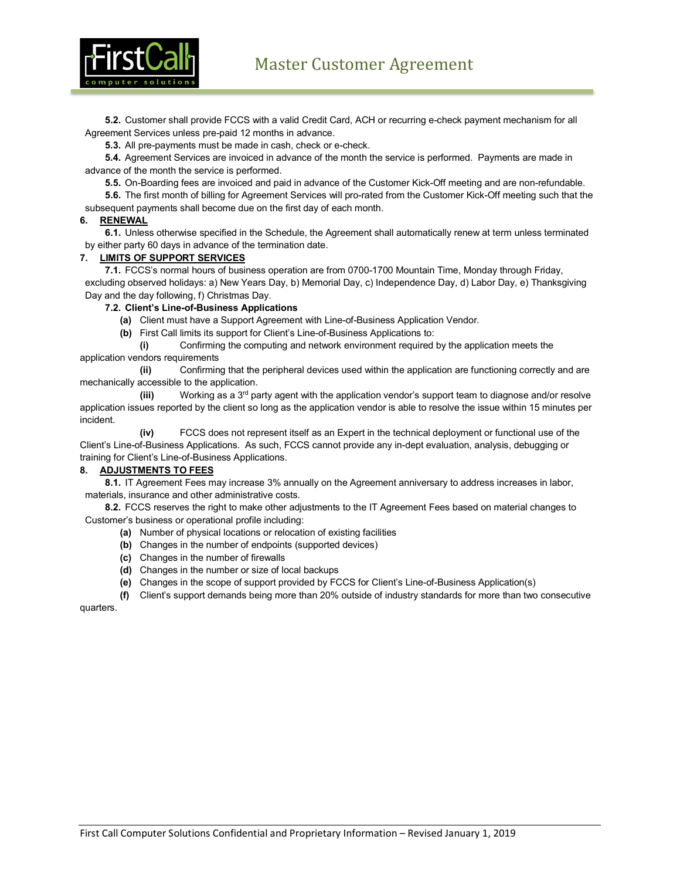**5.2.** Customer shall provide FCCS with a valid Credit Card, ACH or recurring e-check payment mechanism for all Agreement Services unless pre-paid 12 months in advance.

**5.3.** All pre-payments must be made in cash, check or e-check.

**5.4.** Agreement Services are invoiced in advance of the month the service is performed. Payments are made in advance of the month the service is performed.

**5.5.** On-Boarding fees are invoiced and paid in advance of the Customer Kick-Off meeting and are non-refundable.

**5.6.** The first month of billing for Agreement Services will pro-rated from the Customer Kick-Off meeting such that the subsequent payments shall become due on the first day of each month.

## 6. RENEWAL

**6.1.** Unless otherwise specified in the Schedule, the Agreement shall automatically renew at term unless terminated by either party 60 days in advance of the termination date.

## 7. LIMITS OF SUPPORT SERVICES

**7.1.** FCCS's normal hours of business operation are from 0700-1700 Mountain Time, Monday through Friday, excluding observed holidays: a) New Years Day, b) Memorial Day, c) Independence Day, d) Labor Day, e) Thanksgiving Day and the day following, f) Christmas Day.

**7.2. Client's Line-of-Business Applications**

- **(a)** Client must have a Support Agreement with Line-of-Business Application Vendor.
- **(b)** First Call limits its support for Client's Line-of-Business Applications to:
  - **(i)** Confirming the computing and network environment required by the application meets the application vendors requirements
  - **(ii)** Confirming that the peripheral devices used within the application are functioning correctly and are mechanically accessible to the application.
  - **(iii)** Working as a 3rd party agent with the application vendor's support team to diagnose and/or resolve application issues reported by the client so long as the application vendor is able to resolve the issue within 15 minutes per incident.
  - **(iv)** FCCS does not represent itself as an Expert in the technical deployment or functional use of the Client's Line-of-Business Applications. As such, FCCS cannot provide any in-dept evaluation, analysis, debugging or training for Client's Line-of-Business Applications.

## 8. ADJUSTMENTS TO FEES

**8.1.** IT Agreement Fees may increase 3% annually on the Agreement anniversary to address increases in labor, materials, insurance and other administrative costs.

**8.2.** FCCS reserves the right to make other adjustments to the IT Agreement Fees based on material changes to Customer's business or operational profile including:

- **(a)** Number of physical locations or relocation of existing facilities
- **(b)** Changes in the number of endpoints (supported devices)
- **(c)** Changes in the number of firewalls
- **(d)** Changes in the number or size of local backups
- **(e)** Changes in the scope of support provided by FCCS for Client's Line-of-Business Application(s)
- **(f)** Client's support demands being more than 20% outside of industry standards for more than two consecutive quarters.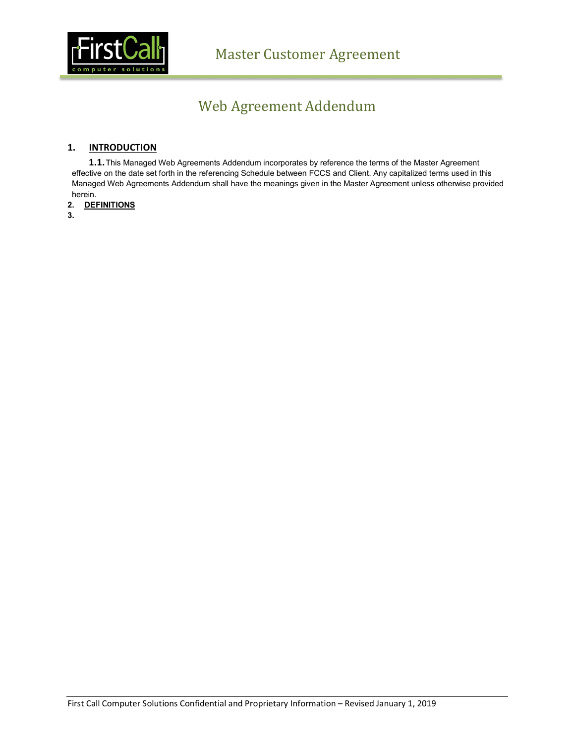# Web Agreement Addendum

## 1. INTRODUCTION

**1.1.** This Managed Web Agreements Addendum incorporates by reference the terms of the Master Agreement effective on the date set forth in the referencing Schedule between FCCS and Client. Any capitalized terms used in this Managed Web Agreements Addendum shall have the meanings given in the Master Agreement unless otherwise provided herein.

## 2. DEFINITIONS

**3.**